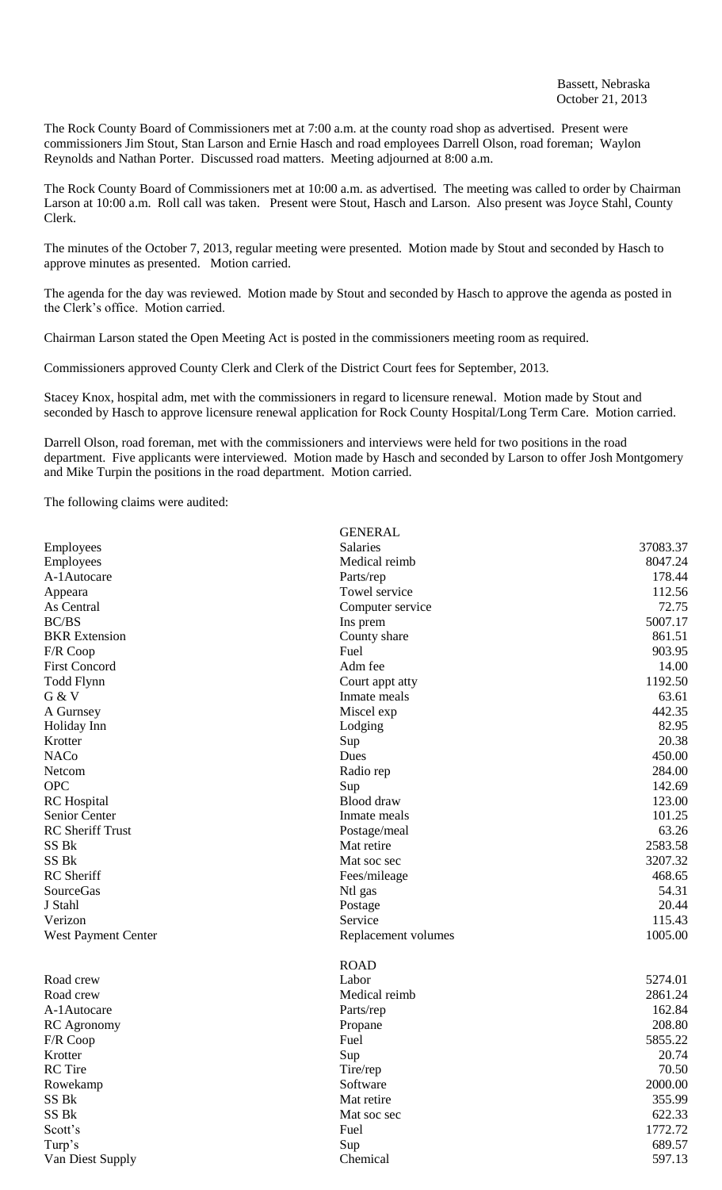Bassett, Nebraska
October 21, 2013

The Rock County Board of Commissioners met at 7:00 a.m. at the county road shop as advertised. Present were commissioners Jim Stout, Stan Larson and Ernie Hasch and road employees Darrell Olson, road foreman; Waylon Reynolds and Nathan Porter. Discussed road matters. Meeting adjourned at 8:00 a.m.

The Rock County Board of Commissioners met at 10:00 a.m. as advertised. The meeting was called to order by Chairman Larson at 10:00 a.m. Roll call was taken. Present were Stout, Hasch and Larson. Also present was Joyce Stahl, County Clerk.

The minutes of the October 7, 2013, regular meeting were presented. Motion made by Stout and seconded by Hasch to approve minutes as presented. Motion carried.

The agenda for the day was reviewed. Motion made by Stout and seconded by Hasch to approve the agenda as posted in the Clerk's office. Motion carried.

Chairman Larson stated the Open Meeting Act is posted in the commissioners meeting room as required.

Commissioners approved County Clerk and Clerk of the District Court fees for September, 2013.

Stacey Knox, hospital adm, met with the commissioners in regard to licensure renewal. Motion made by Stout and seconded by Hasch to approve licensure renewal application for Rock County Hospital/Long Term Care. Motion carried.

Darrell Olson, road foreman, met with the commissioners and interviews were held for two positions in the road department. Five applicants were interviewed. Motion made by Hasch and seconded by Larson to offer Josh Montgomery and Mike Turpin the positions in the road department. Motion carried.

The following claims were audited:

| | GENERAL | |
|---|---|---|
| Employees | Salaries | 37083.37 |
| Employees | Medical reimb | 8047.24 |
| A-1Autocare | Parts/rep | 178.44 |
| Appeara | Towel service | 112.56 |
| As Central | Computer service | 72.75 |
| BC/BS | Ins prem | 5007.17 |
| BKR Extension | County share | 861.51 |
| F/R Coop | Fuel | 903.95 |
| First Concord | Adm fee | 14.00 |
| Todd Flynn | Court appt atty | 1192.50 |
| G & V | Inmate meals | 63.61 |
| A Gurnsey | Miscel exp | 442.35 |
| Holiday Inn | Lodging | 82.95 |
| Krotter | Sup | 20.38 |
| NACo | Dues | 450.00 |
| Netcom | Radio rep | 284.00 |
| OPC | Sup | 142.69 |
| RC Hospital | Blood draw | 123.00 |
| Senior Center | Inmate meals | 101.25 |
| RC Sheriff Trust | Postage/meal | 63.26 |
| SS Bk | Mat retire | 2583.58 |
| SS Bk | Mat soc sec | 3207.32 |
| RC Sheriff | Fees/mileage | 468.65 |
| SourceGas | Ntl gas | 54.31 |
| J Stahl | Postage | 20.44 |
| Verizon | Service | 115.43 |
| West Payment Center | Replacement volumes | 1005.00 |
| | ROAD | |
| Road crew | Labor | 5274.01 |
| Road crew | Medical reimb | 2861.24 |
| A-1Autocare | Parts/rep | 162.84 |
| RC Agronomy | Propane | 208.80 |
| F/R Coop | Fuel | 5855.22 |
| Krotter | Sup | 20.74 |
| RC Tire | Tire/rep | 70.50 |
| Rowekamp | Software | 2000.00 |
| SS Bk | Mat retire | 355.99 |
| SS Bk | Mat soc sec | 622.33 |
| Scott's | Fuel | 1772.72 |
| Turp's | Sup | 689.57 |
| Van Diest Supply | Chemical | 597.13 |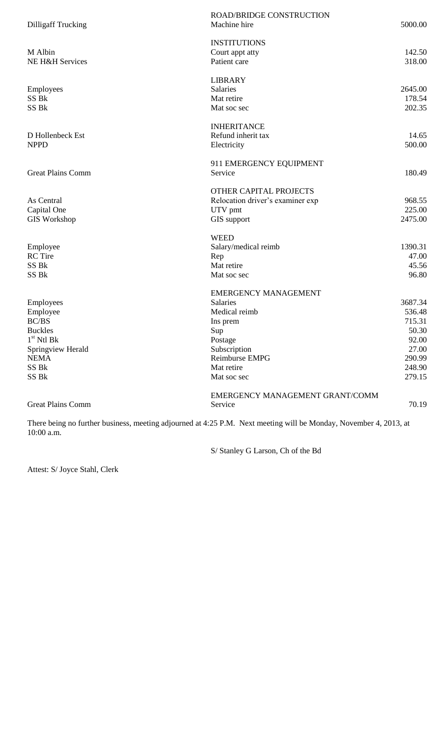| | | |
|---|---|---|
| | ROAD/BRIDGE CONSTRUCTION | |
| Dilligaff Trucking | Machine hire | 5000.00 |
| | INSTITUTIONS | |
| M Albin | Court appt atty | 142.50 |
| NE H&H Services | Patient care | 318.00 |
| | LIBRARY | |
| Employees | Salaries | 2645.00 |
| SS Bk | Mat retire | 178.54 |
| SS Bk | Mat soc sec | 202.35 |
| | INHERITANCE | |
| D Hollenbeck Est | Refund inherit tax | 14.65 |
| NPPD | Electricity | 500.00 |
| | 911 EMERGENCY EQUIPMENT | |
| Great Plains Comm | Service | 180.49 |
| | OTHER CAPITAL PROJECTS | |
| As Central | Relocation driver's examiner exp | 968.55 |
| Capital One | UTV pmt | 225.00 |
| GIS Workshop | GIS support | 2475.00 |
| | WEED | |
| Employee | Salary/medical reimb | 1390.31 |
| RC Tire | Rep | 47.00 |
| SS Bk | Mat retire | 45.56 |
| SS Bk | Mat soc sec | 96.80 |
| | EMERGENCY MANAGEMENT | |
| Employees | Salaries | 3687.34 |
| Employee | Medical reimb | 536.48 |
| BC/BS | Ins prem | 715.31 |
| Buckles | Sup | 50.30 |
| 1st Ntl Bk | Postage | 92.00 |
| Springview Herald | Subscription | 27.00 |
| NEMA | Reimburse EMPG | 290.99 |
| SS Bk | Mat retire | 248.90 |
| SS Bk | Mat soc sec | 279.15 |
| | EMERGENCY MANAGEMENT GRANT/COMM | |
| Great Plains Comm | Service | 70.19 |

There being no further business, meeting adjourned at 4:25 P.M. Next meeting will be Monday, November 4, 2013, at 10:00 a.m.

S/ Stanley G Larson, Ch of the Bd

Attest: S/ Joyce Stahl, Clerk